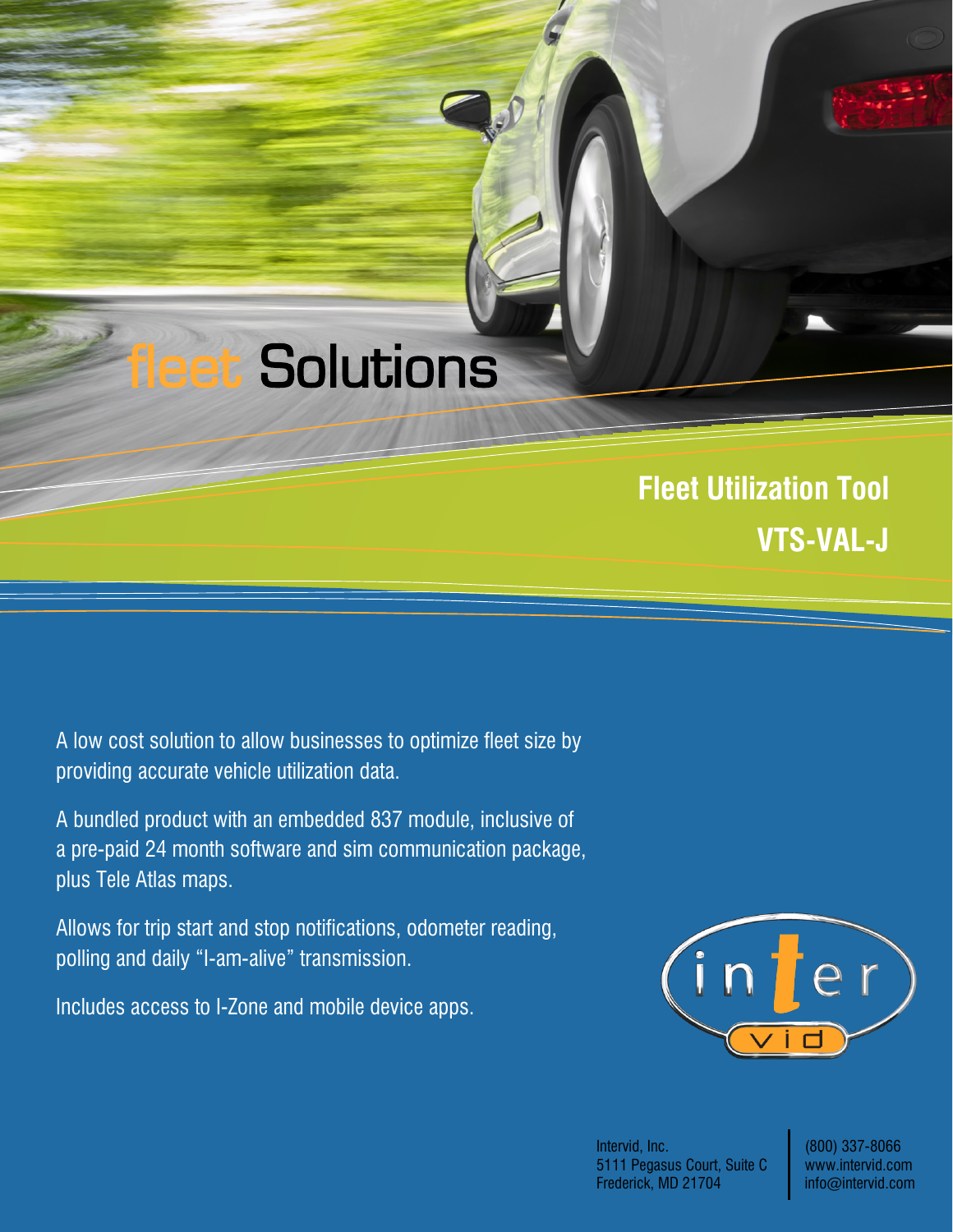# fleet Solutions

## Fleet Utilization Tool

## VTS-VAL-J

A low cost solution to allow businesses to optimize fleet size by providing accurate vehicle utilization data.

A bundled product with an embedded 837 module, inclusive of a pre-paid 24 month software and sim communication package, plus Tele Atlas maps.

Allows for trip start and stop notifications, odometer reading, polling and daily “I-am-alive” transmission.

Includes access to I-Zone and mobile device apps.

inter vid

Intervid, Inc.
5111 Pegasus Court, Suite C
Frederick, MD 21704

(800) 337-8066
www.intervid.com
info@intervid.com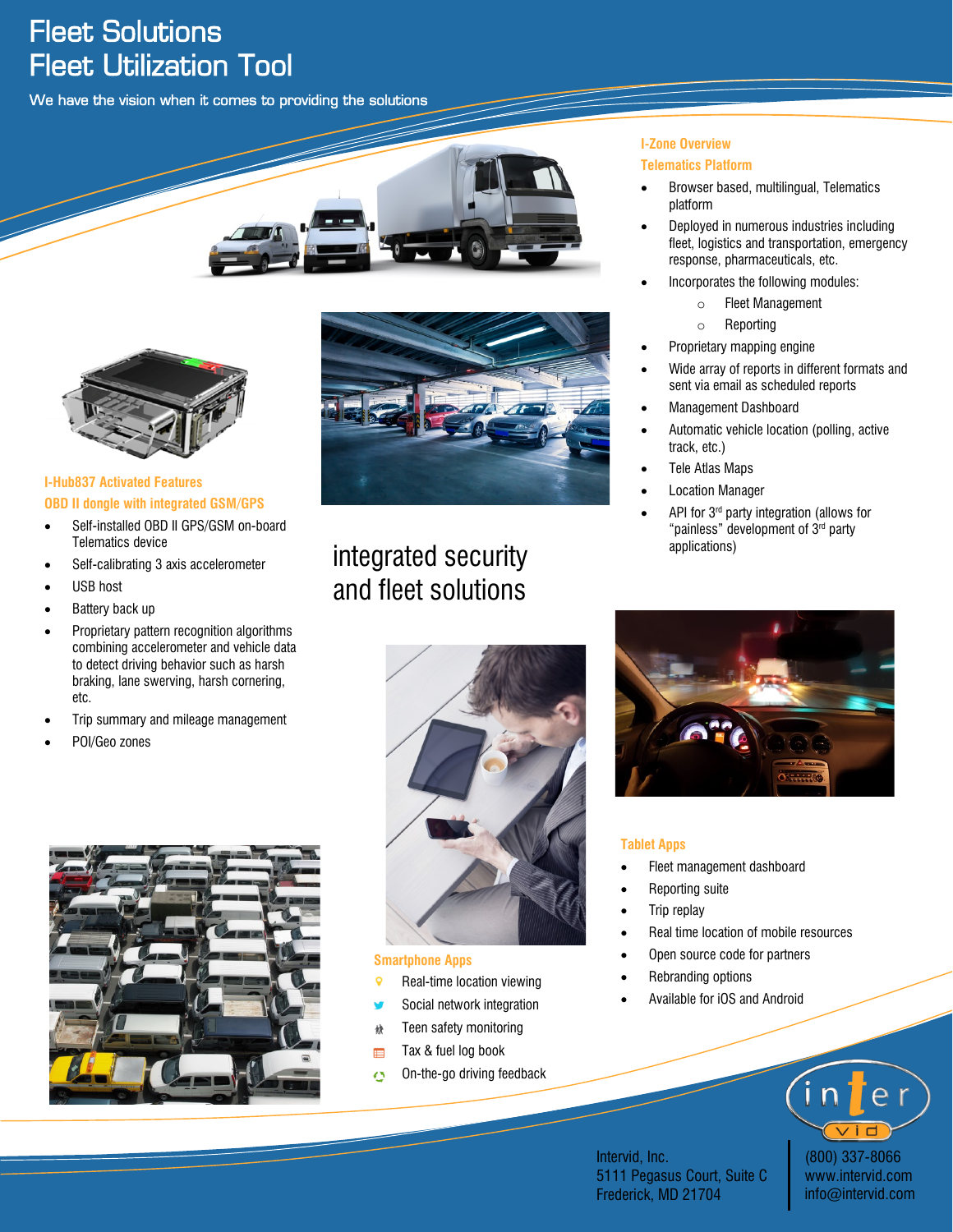# Fleet Solutions
# Fleet Utilization Tool

We have the vision when it comes to providing the solutions

### I-Zone Overview
### Telematics Platform

- Browser based, multilingual, Telematics platform
- Deployed in numerous industries including fleet, logistics and transportation, emergency response, pharmaceuticals, etc.
- Incorporates the following modules:
  - Fleet Management
  - Reporting
- Proprietary mapping engine
- Wide array of reports in different formats and sent via email as scheduled reports
- Management Dashboard
- Automatic vehicle location (polling, active track, etc.)
- Tele Atlas Maps
- Location Manager
- API for 3rd party integration (allows for "painless" development of 3rd party applications)

### I-Hub837 Activated Features
### OBD II dongle with integrated GSM/GPS

- Self-installed OBD II GPS/GSM on-board Telematics device
- Self-calibrating 3 axis accelerometer
- USB host
- Battery back up
- Proprietary pattern recognition algorithms combining accelerometer and vehicle data to detect driving behavior such as harsh braking, lane swerving, harsh cornering, etc.
- Trip summary and mileage management
- POI/Geo zones

## integrated security and fleet solutions

### Tablet Apps

- Fleet management dashboard
- Reporting suite
- Trip replay
- Real time location of mobile resources
- Open source code for partners
- Rebranding options
- Available for iOS and Android

### Smartphone Apps

- Real-time location viewing
- Social network integration
- Teen safety monitoring
- Tax & fuel log book
- On-the-go driving feedback

inter vid

Intervid, Inc.
5111 Pegasus Court, Suite C
Frederick, MD 21704

(800) 337-8066
www.intervid.com
info@intervid.com